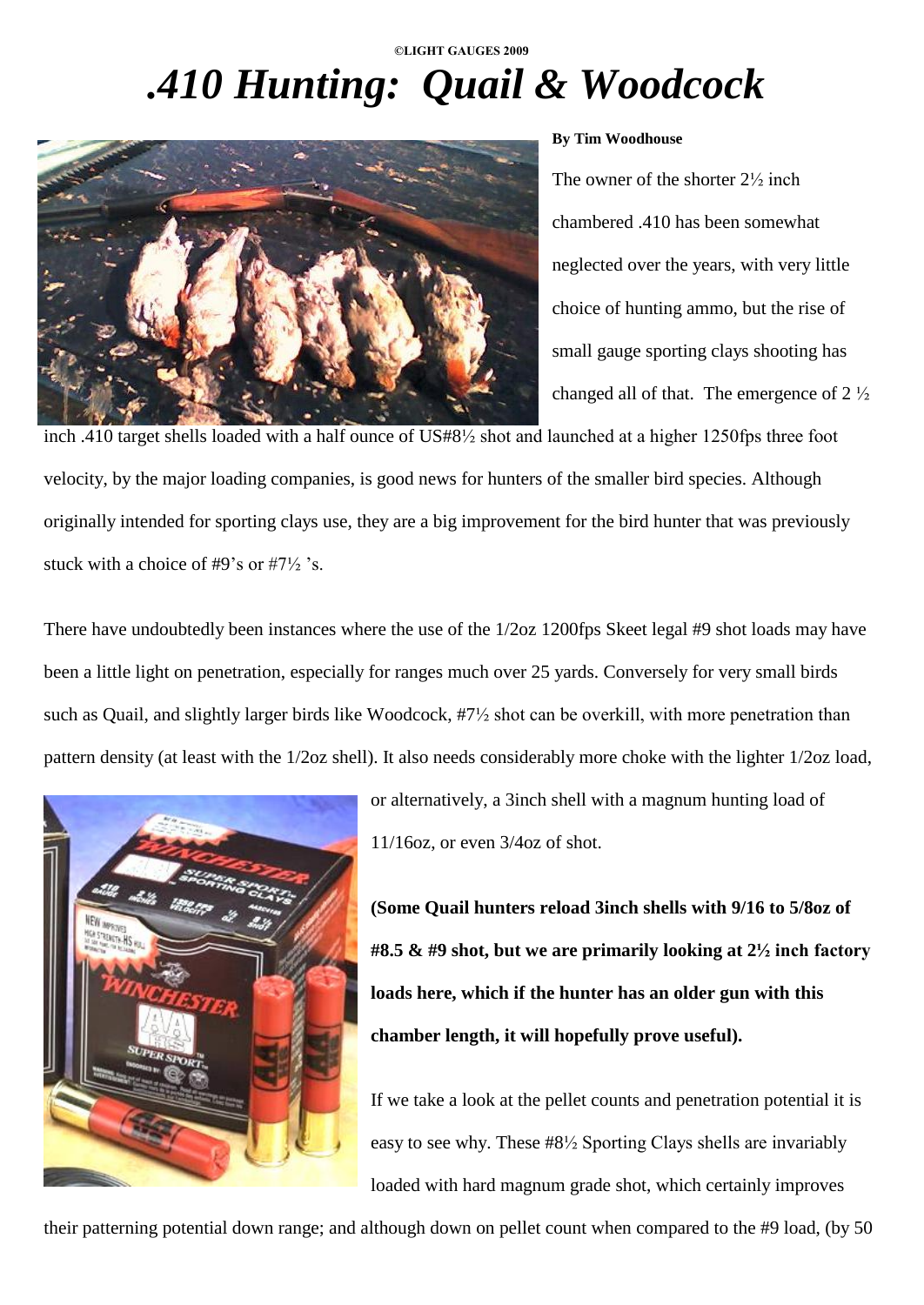**©LIGHT GAUGES 2009**

# *.410 Hunting: Quail & Woodcock*

**By Tim Woodhouse**

The owner of the shorter 2½ inch chambered .410 has been somewhat neglected over the years, with very little choice of hunting ammo, but the rise of small gauge sporting clays shooting has changed all of that. The emergence of 2 ½ inch .410 target shells loaded with a half ounce of US#8½ shot and launched at a higher 1250fps three foot velocity, by the major loading companies, is good news for hunters of the smaller bird species. Although originally intended for sporting clays use, they are a big improvement for the bird hunter that was previously stuck with a choice of #9's or #7½ 's.

There have undoubtedly been instances where the use of the 1/2oz 1200fps Skeet legal #9 shot loads may have been a little light on penetration, especially for ranges much over 25 yards. Conversely for very small birds such as Quail, and slightly larger birds like Woodcock, #7½ shot can be overkill, with more penetration than pattern density (at least with the 1/2oz shell). It also needs considerably more choke with the lighter 1/2oz load, or alternatively, a 3inch shell with a magnum hunting load of 11/16oz, or even 3/4oz of shot.

**(Some Quail hunters reload 3inch shells with 9/16 to 5/8oz of #8.5 & #9 shot, but we are primarily looking at 2½ inch factory loads here, which if the hunter has an older gun with this chamber length, it will hopefully prove useful).**

If we take a look at the pellet counts and penetration potential it is easy to see why. These #8½ Sporting Clays shells are invariably loaded with hard magnum grade shot, which certainly improves their patterning potential down range; and although down on pellet count when compared to the #9 load, (by 50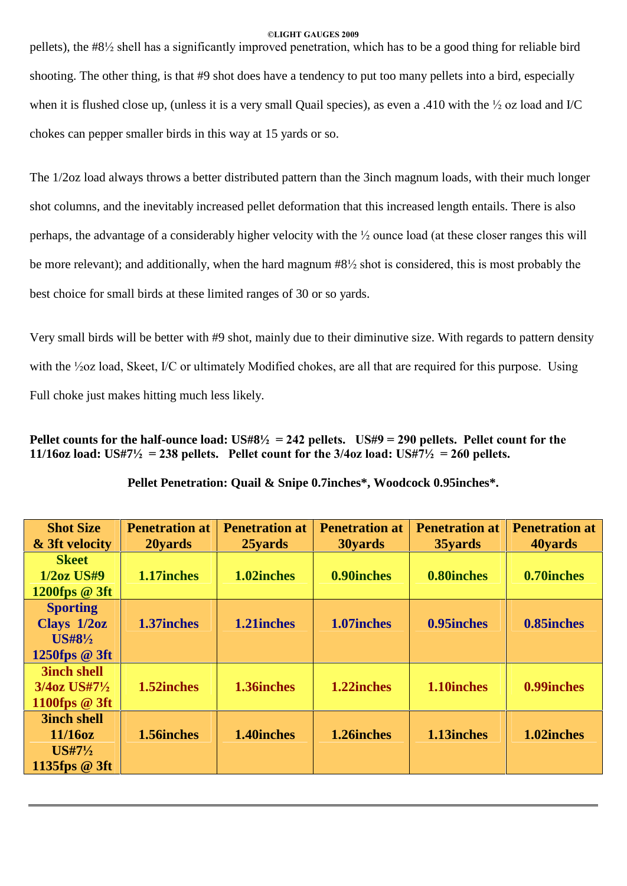pellets), the #8½ shell has a significantly improved penetration, which has to be a good thing for reliable bird shooting. The other thing, is that #9 shot does have a tendency to put too many pellets into a bird, especially when it is flushed close up, (unless it is a very small Quail species), as even a .410 with the ½ oz load and I/C chokes can pepper smaller birds in this way at 15 yards or so.

The 1/2oz load always throws a better distributed pattern than the 3inch magnum loads, with their much longer shot columns, and the inevitably increased pellet deformation that this increased length entails. There is also perhaps, the advantage of a considerably higher velocity with the ½ ounce load (at these closer ranges this will be more relevant); and additionally, when the hard magnum #8½ shot is considered, this is most probably the best choice for small birds at these limited ranges of 30 or so yards.

Very small birds will be better with #9 shot, mainly due to their diminutive size. With regards to pattern density with the ½oz load, Skeet, I/C or ultimately Modified chokes, are all that are required for this purpose. Using Full choke just makes hitting much less likely.

**Pellet counts for the half-ounce load: US#8½ = 242 pellets. US#9 = 290 pellets. Pellet count for the 11/16oz load: US#7½ = 238 pellets. Pellet count for the 3/4oz load: US#7½ = 260 pellets.**

**Pellet Penetration: Quail & Snipe 0.7inches\*, Woodcock 0.95inches\*.**

| Shot Size & 3ft velocity | Penetration at 20yards | Penetration at 25yards | Penetration at 30yards | Penetration at 35yards | Penetration at 40yards |
|---|---|---|---|---|---|
| Skeet 1/2oz US#9 1200fps @ 3ft | 1.17inches | 1.02inches | 0.90inches | 0.80inches | 0.70inches |
| Sporting Clays 1/2oz US#8½ 1250fps @ 3ft | 1.37inches | 1.21inches | 1.07inches | 0.95inches | 0.85inches |
| 3inch shell 3/4oz US#7½ 1100fps @ 3ft | 1.52inches | 1.36inches | 1.22inches | 1.10inches | 0.99inches |
| 3inch shell 11/16oz US#7½ 1135fps @ 3ft | 1.56inches | 1.40inches | 1.26inches | 1.13inches | 1.02inches |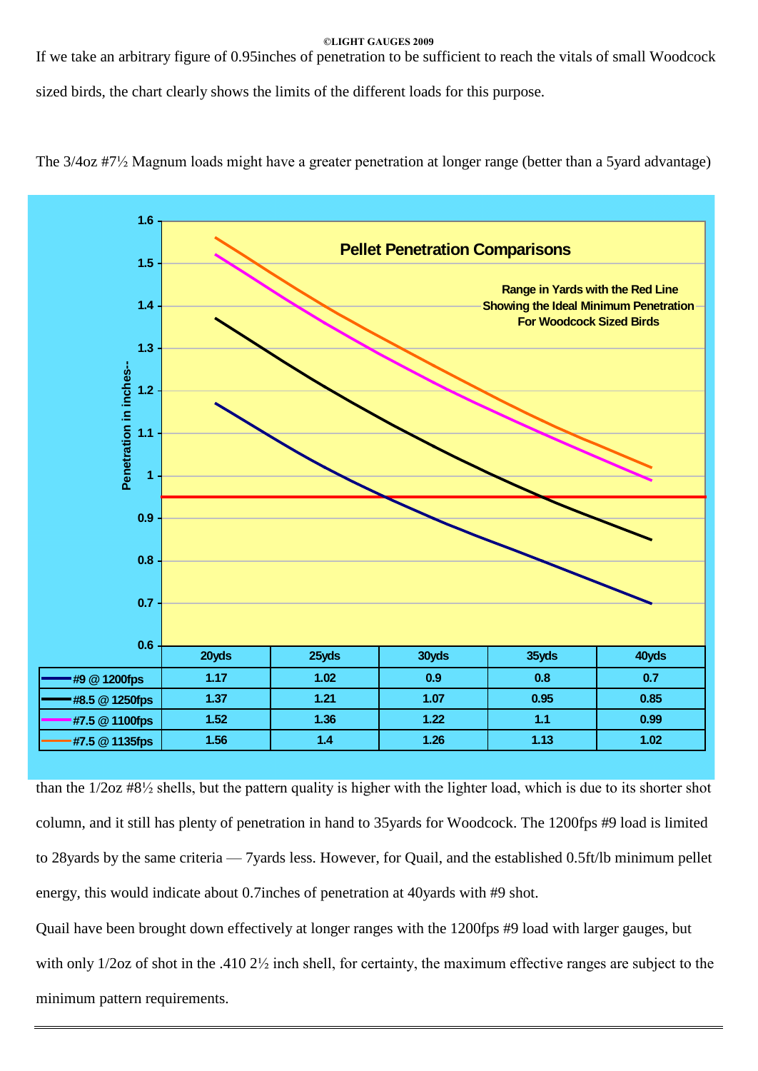If we take an arbitrary figure of 0.95inches of penetration to be sufficient to reach the vitals of small Woodcock sized birds, the chart clearly shows the limits of the different loads for this purpose.

The 3/4oz #7½ Magnum loads might have a greater penetration at longer range (better than a 5yard advantage)

**Pellet Penetration Comparisons**

Range in Yards with the Red Line Showing the Ideal Minimum Penetration For Woodcock Sized Birds

Penetration in inches--

| | 20yds | 25yds | 30yds | 35yds | 40yds |
|---|---|---|---|---|---|
| #9 @ 1200fps | 1.17 | 1.02 | 0.9 | 0.8 | 0.7 |
| #8.5 @ 1250fps | 1.37 | 1.21 | 1.07 | 0.95 | 0.85 |
| #7.5 @ 1100fps | 1.52 | 1.36 | 1.22 | 1.1 | 0.99 |
| #7.5 @ 1135fps | 1.56 | 1.4 | 1.26 | 1.13 | 1.02 |

than the 1/2oz #8½ shells, but the pattern quality is higher with the lighter load, which is due to its shorter shot column, and it still has plenty of penetration in hand to 35yards for Woodcock. The 1200fps #9 load is limited to 28yards by the same criteria — 7yards less. However, for Quail, and the established 0.5ft/lb minimum pellet energy, this would indicate about 0.7inches of penetration at 40yards with #9 shot.

Quail have been brought down effectively at longer ranges with the 1200fps #9 load with larger gauges, but with only 1/2oz of shot in the .410 2½ inch shell, for certainty, the maximum effective ranges are subject to the minimum pattern requirements.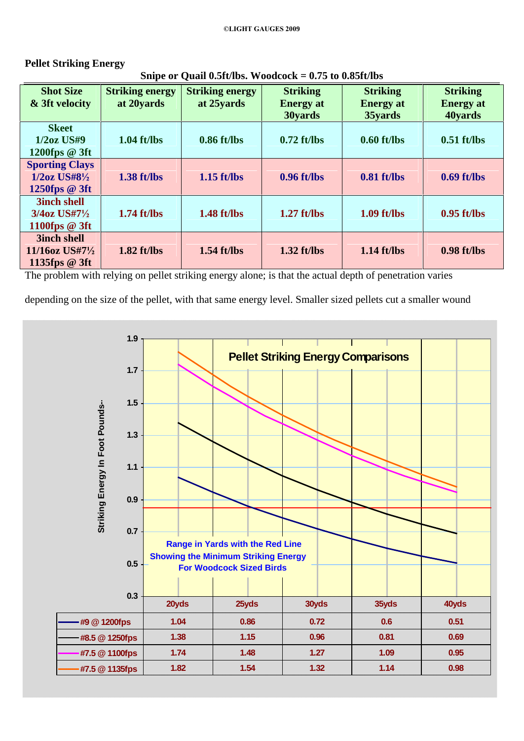**Pellet Striking Energy**

**Snipe or Quail 0.5ft/lbs. Woodcock = 0.75 to 0.85ft/lbs**

| Shot Size & 3ft velocity | Striking energy at 20yards | Striking energy at 25yards | Striking Energy at 30yards | Striking Energy at 35yards | Striking Energy at 40yards |
|---|---|---|---|---|---|
| Skeet 1/2oz US#9 1200fps @ 3ft | 1.04 ft/lbs | 0.86 ft/lbs | 0.72 ft/lbs | 0.60 ft/lbs | 0.51 ft/lbs |
| Sporting Clays 1/2oz US#8½ 1250fps @ 3ft | 1.38 ft/lbs | 1.15 ft/lbs | 0.96 ft/lbs | 0.81 ft/lbs | 0.69 ft/lbs |
| 3inch shell 3/4oz US#7½ 1100fps @ 3ft | 1.74 ft/lbs | 1.48 ft/lbs | 1.27 ft/lbs | 1.09 ft/lbs | 0.95 ft/lbs |
| 3inch shell 11/16oz US#7½ 1135fps @ 3ft | 1.82 ft/lbs | 1.54 ft/lbs | 1.32 ft/lbs | 1.14 ft/lbs | 0.98 ft/lbs |

The problem with relying on pellet striking energy alone; is that the actual depth of penetration varies depending on the size of the pellet, with that same energy level. Smaller sized pellets cut a smaller wound

**Pellet Striking Energy Comparisons**

Striking Energy In Foot Pounds--

Range in Yards with the Red Line Showing the Minimum Striking Energy For Woodcock Sized Birds

| | 20yds | 25yds | 30yds | 35yds | 40yds |
|---|---|---|---|---|---|
| #9 @ 1200fps | 1.04 | 0.86 | 0.72 | 0.6 | 0.51 |
| #8.5 @ 1250fps | 1.38 | 1.15 | 0.96 | 0.81 | 0.69 |
| #7.5 @ 1100fps | 1.74 | 1.48 | 1.27 | 1.09 | 0.95 |
| #7.5 @ 1135fps | 1.82 | 1.54 | 1.32 | 1.14 | 0.98 |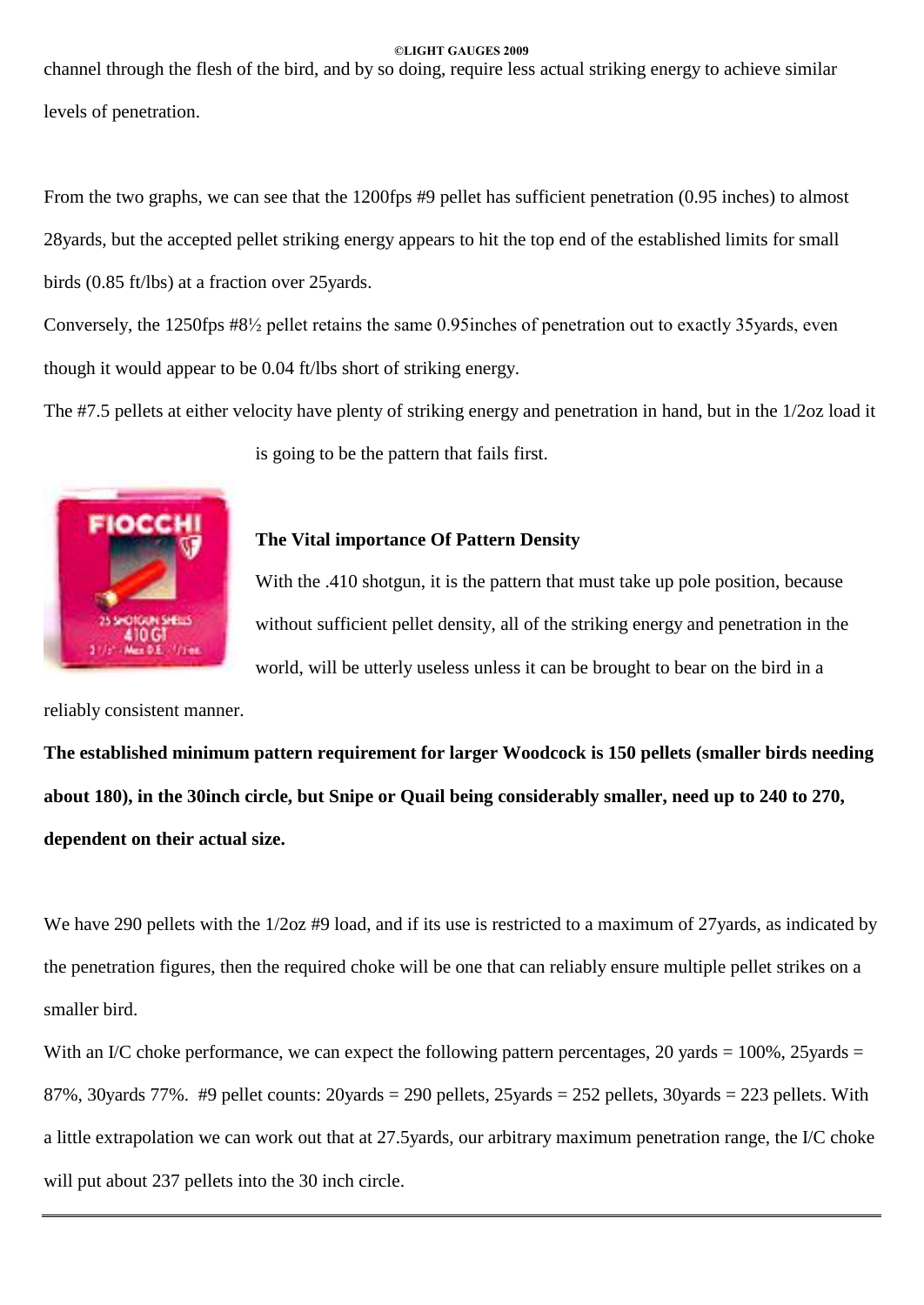channel through the flesh of the bird, and by so doing, require less actual striking energy to achieve similar levels of penetration.

From the two graphs, we can see that the 1200fps #9 pellet has sufficient penetration (0.95 inches) to almost 28yards, but the accepted pellet striking energy appears to hit the top end of the established limits for small birds (0.85 ft/lbs) at a fraction over 25yards.

Conversely, the 1250fps #8½ pellet retains the same 0.95inches of penetration out to exactly 35yards, even though it would appear to be 0.04 ft/lbs short of striking energy.

The #7.5 pellets at either velocity have plenty of striking energy and penetration in hand, but in the 1/2oz load it is going to be the pattern that fails first.

**The Vital importance Of Pattern Density**

With the .410 shotgun, it is the pattern that must take up pole position, because without sufficient pellet density, all of the striking energy and penetration in the world, will be utterly useless unless it can be brought to bear on the bird in a reliably consistent manner.

**The established minimum pattern requirement for larger Woodcock is 150 pellets (smaller birds needing about 180), in the 30inch circle, but Snipe or Quail being considerably smaller, need up to 240 to 270, dependent on their actual size.**

We have 290 pellets with the 1/2oz #9 load, and if its use is restricted to a maximum of 27yards, as indicated by the penetration figures, then the required choke will be one that can reliably ensure multiple pellet strikes on a smaller bird.

With an I/C choke performance, we can expect the following pattern percentages, 20 yards = 100%, 25yards = 87%, 30yards 77%. #9 pellet counts: 20yards = 290 pellets, 25yards = 252 pellets, 30yards = 223 pellets. With a little extrapolation we can work out that at 27.5yards, our arbitrary maximum penetration range, the I/C choke will put about 237 pellets into the 30 inch circle.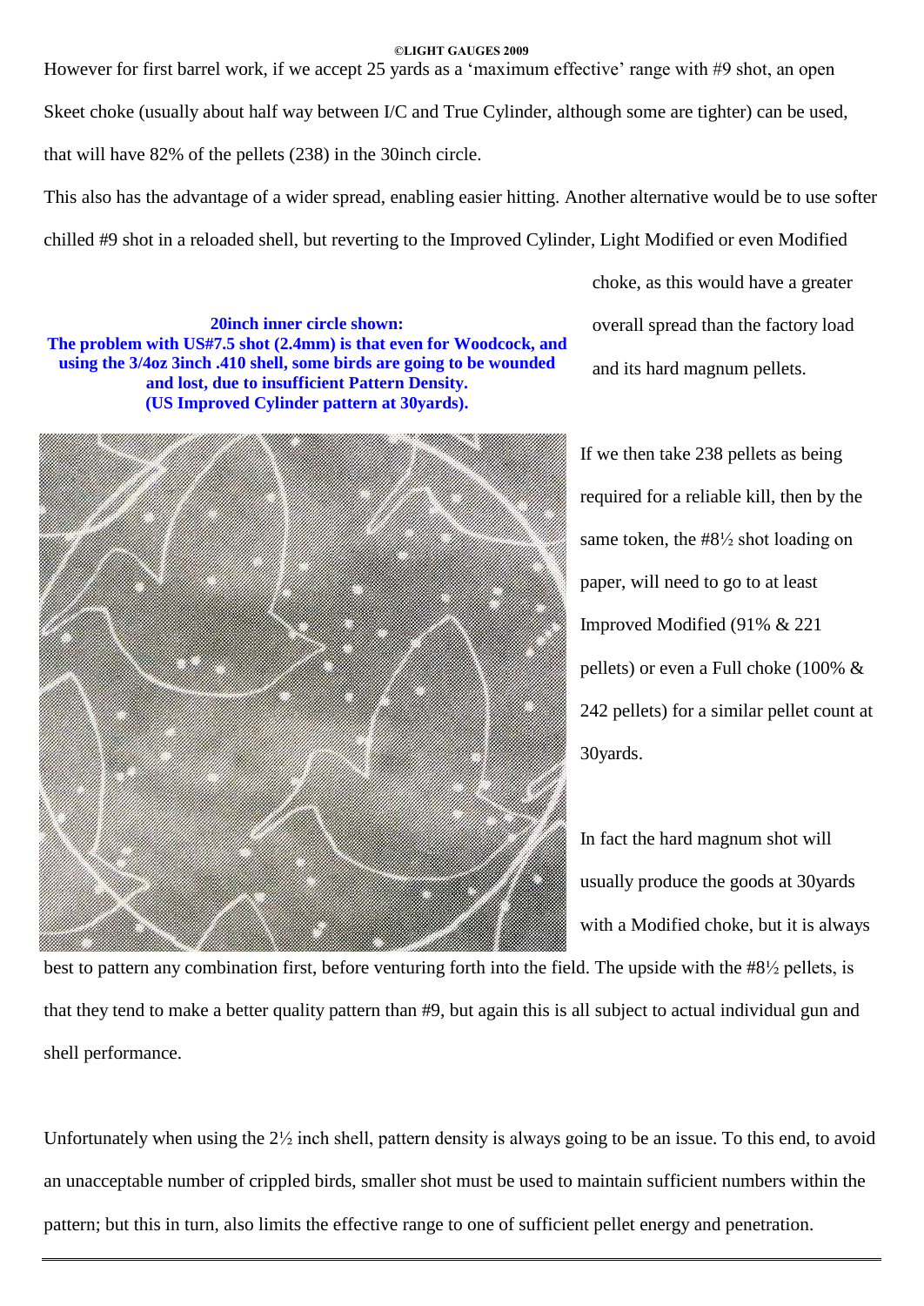However for first barrel work, if we accept 25 yards as a 'maximum effective' range with #9 shot, an open Skeet choke (usually about half way between I/C and True Cylinder, although some are tighter) can be used, that will have 82% of the pellets (238) in the 30inch circle.

This also has the advantage of a wider spread, enabling easier hitting. Another alternative would be to use softer chilled #9 shot in a reloaded shell, but reverting to the Improved Cylinder, Light Modified or even Modified choke, as this would have a greater overall spread than the factory load and its hard magnum pellets.

**20inch inner circle shown:**
**The problem with US#7.5 shot (2.4mm) is that even for Woodcock, and using the 3/4oz 3inch .410 shell, some birds are going to be wounded and lost, due to insufficient Pattern Density.**
**(US Improved Cylinder pattern at 30yards).**

If we then take 238 pellets as being required for a reliable kill, then by the same token, the #8½ shot loading on paper, will need to go to at least Improved Modified (91% & 221 pellets) or even a Full choke (100% & 242 pellets) for a similar pellet count at 30yards.

In fact the hard magnum shot will usually produce the goods at 30yards with a Modified choke, but it is always best to pattern any combination first, before venturing forth into the field. The upside with the #8½ pellets, is that they tend to make a better quality pattern than #9, but again this is all subject to actual individual gun and shell performance.

Unfortunately when using the 2½ inch shell, pattern density is always going to be an issue. To this end, to avoid an unacceptable number of crippled birds, smaller shot must be used to maintain sufficient numbers within the pattern; but this in turn, also limits the effective range to one of sufficient pellet energy and penetration.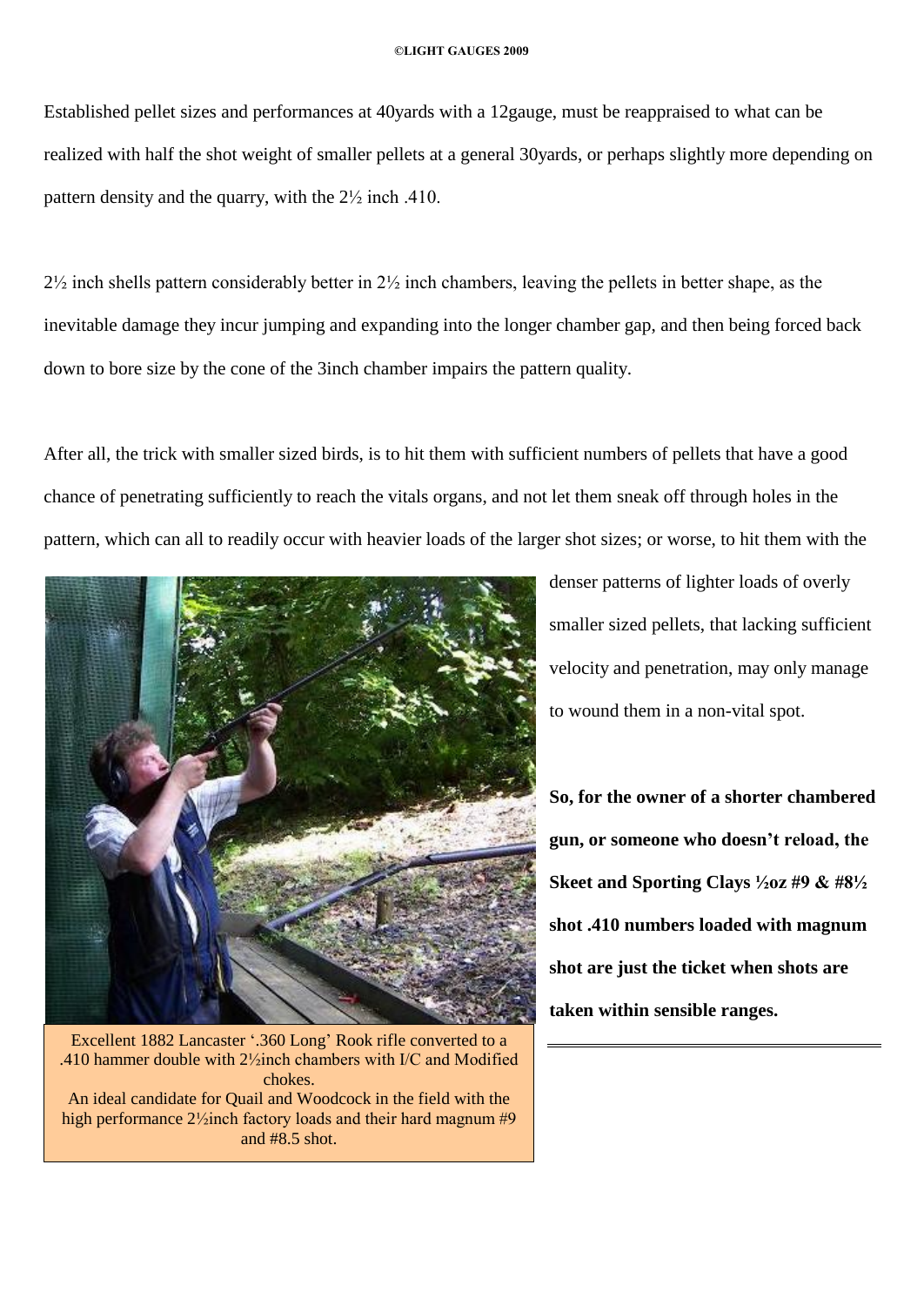Established pellet sizes and performances at 40yards with a 12gauge, must be reappraised to what can be realized with half the shot weight of smaller pellets at a general 30yards, or perhaps slightly more depending on pattern density and the quarry, with the 2½ inch .410.

2½ inch shells pattern considerably better in 2½ inch chambers, leaving the pellets in better shape, as the inevitable damage they incur jumping and expanding into the longer chamber gap, and then being forced back down to bore size by the cone of the 3inch chamber impairs the pattern quality.

After all, the trick with smaller sized birds, is to hit them with sufficient numbers of pellets that have a good chance of penetrating sufficiently to reach the vitals organs, and not let them sneak off through holes in the pattern, which can all to readily occur with heavier loads of the larger shot sizes; or worse, to hit them with the denser patterns of lighter loads of overly smaller sized pellets, that lacking sufficient velocity and penetration, may only manage to wound them in a non-vital spot.

Excellent 1882 Lancaster '.360 Long' Rook rifle converted to a .410 hammer double with 2½inch chambers with I/C and Modified chokes.
An ideal candidate for Quail and Woodcock in the field with the high performance 2½inch factory loads and their hard magnum #9 and #8.5 shot.

**So, for the owner of a shorter chambered gun, or someone who doesn't reload, the Skeet and Sporting Clays ½oz #9 & #8½ shot .410 numbers loaded with magnum shot are just the ticket when shots are taken within sensible ranges.**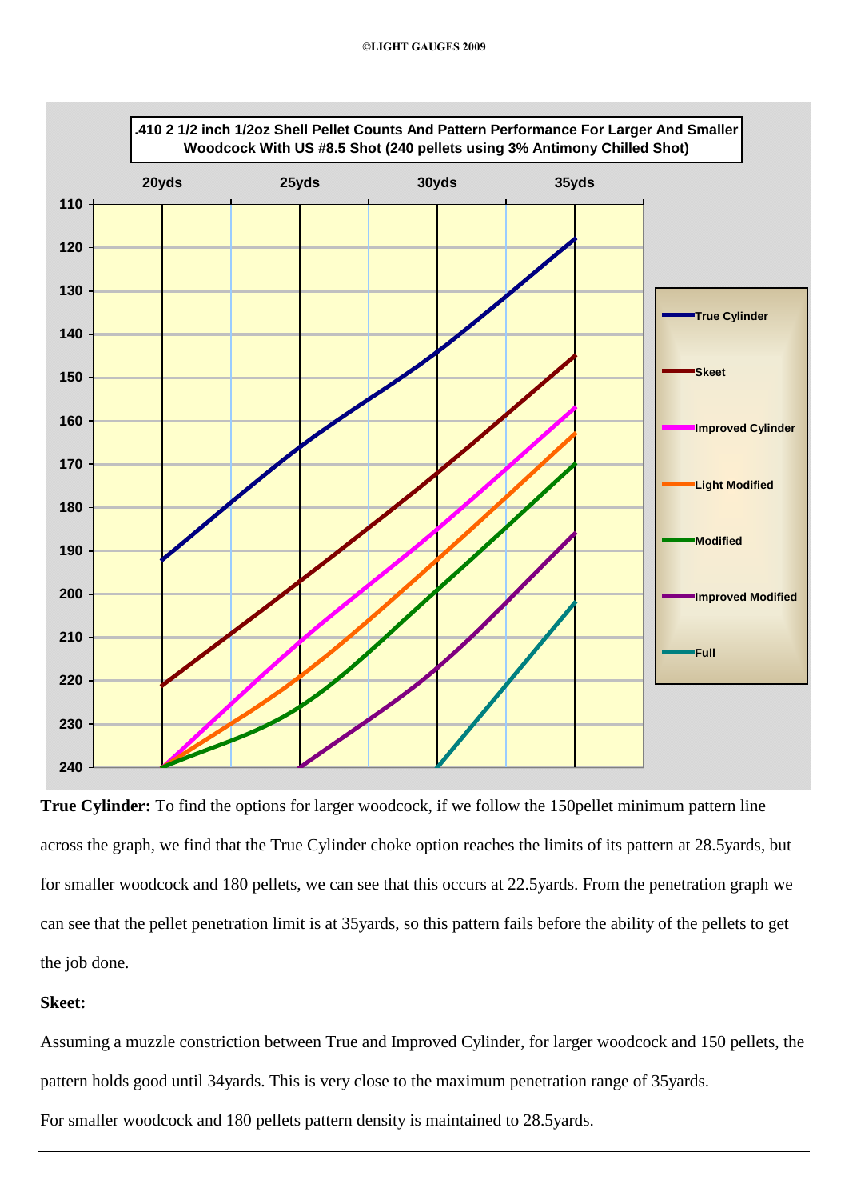.410 2 1/2 inch 1/2oz Shell Pellet Counts And Pattern Performance For Larger And Smaller Woodcock With US #8.5 Shot (240 pellets using 3% Antimony Chilled Shot)

**True Cylinder:** To find the options for larger woodcock, if we follow the 150pellet minimum pattern line across the graph, we find that the True Cylinder choke option reaches the limits of its pattern at 28.5yards, but for smaller woodcock and 180 pellets, we can see that this occurs at 22.5yards. From the penetration graph we can see that the pellet penetration limit is at 35yards, so this pattern fails before the ability of the pellets to get the job done.

**Skeet:**

Assuming a muzzle constriction between True and Improved Cylinder, for larger woodcock and 150 pellets, the pattern holds good until 34yards. This is very close to the maximum penetration range of 35yards.

For smaller woodcock and 180 pellets pattern density is maintained to 28.5yards.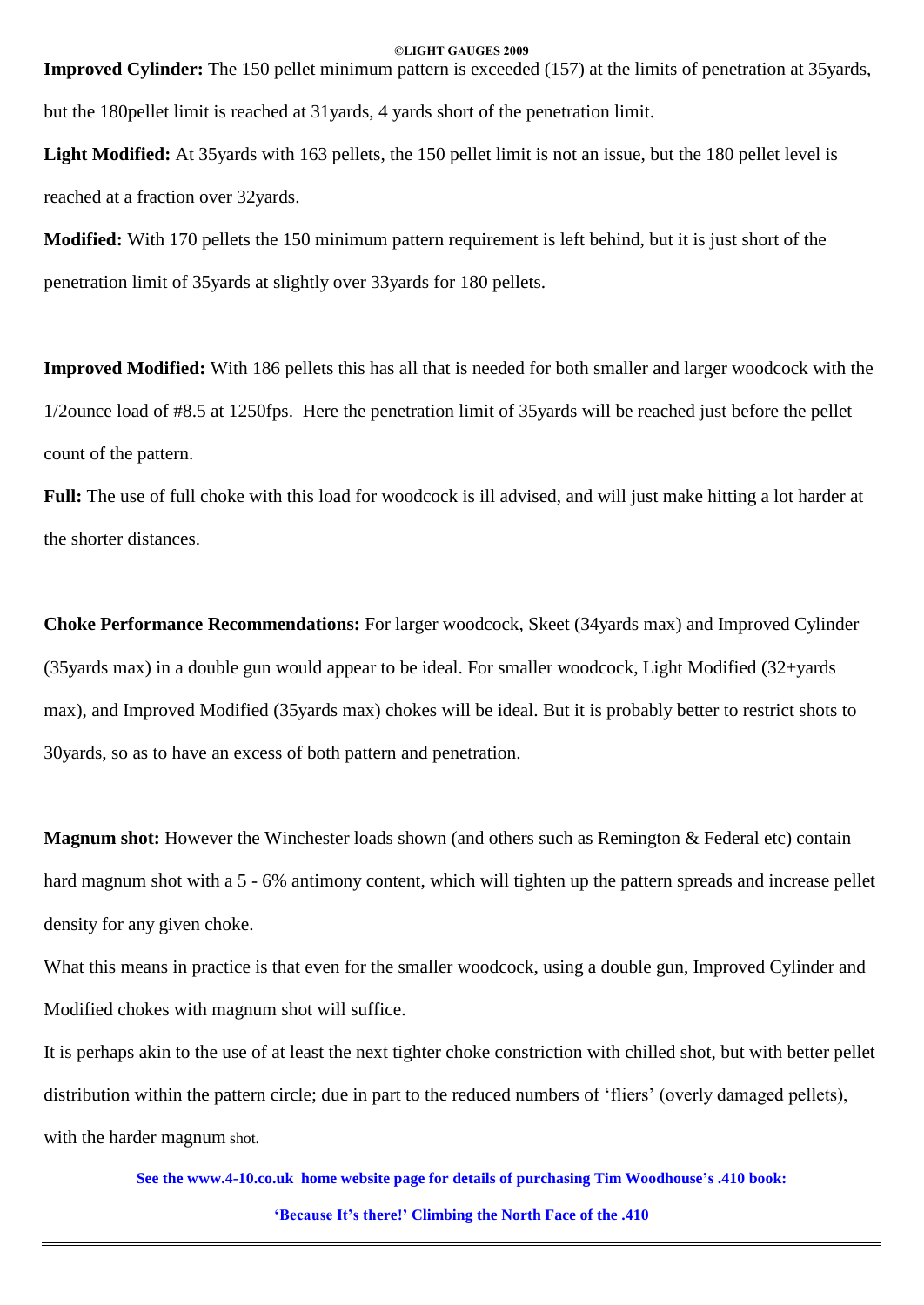**Improved Cylinder:** The 150 pellet minimum pattern is exceeded (157) at the limits of penetration at 35yards, but the 180pellet limit is reached at 31yards, 4 yards short of the penetration limit.

**Light Modified:** At 35yards with 163 pellets, the 150 pellet limit is not an issue, but the 180 pellet level is reached at a fraction over 32yards.

**Modified:** With 170 pellets the 150 minimum pattern requirement is left behind, but it is just short of the penetration limit of 35yards at slightly over 33yards for 180 pellets.

**Improved Modified:** With 186 pellets this has all that is needed for both smaller and larger woodcock with the 1/2ounce load of #8.5 at 1250fps. Here the penetration limit of 35yards will be reached just before the pellet count of the pattern.

**Full:** The use of full choke with this load for woodcock is ill advised, and will just make hitting a lot harder at the shorter distances.

**Choke Performance Recommendations:** For larger woodcock, Skeet (34yards max) and Improved Cylinder (35yards max) in a double gun would appear to be ideal. For smaller woodcock, Light Modified (32+yards max), and Improved Modified (35yards max) chokes will be ideal. But it is probably better to restrict shots to 30yards, so as to have an excess of both pattern and penetration.

**Magnum shot:** However the Winchester loads shown (and others such as Remington & Federal etc) contain hard magnum shot with a 5 - 6% antimony content, which will tighten up the pattern spreads and increase pellet density for any given choke.

What this means in practice is that even for the smaller woodcock, using a double gun, Improved Cylinder and Modified chokes with magnum shot will suffice.

It is perhaps akin to the use of at least the next tighter choke constriction with chilled shot, but with better pellet distribution within the pattern circle; due in part to the reduced numbers of 'fliers' (overly damaged pellets), with the harder magnum shot.

**See the www.4-10.co.uk home website page for details of purchasing Tim Woodhouse's .410 book:**

**'Because It's there!' Climbing the North Face of the .410**